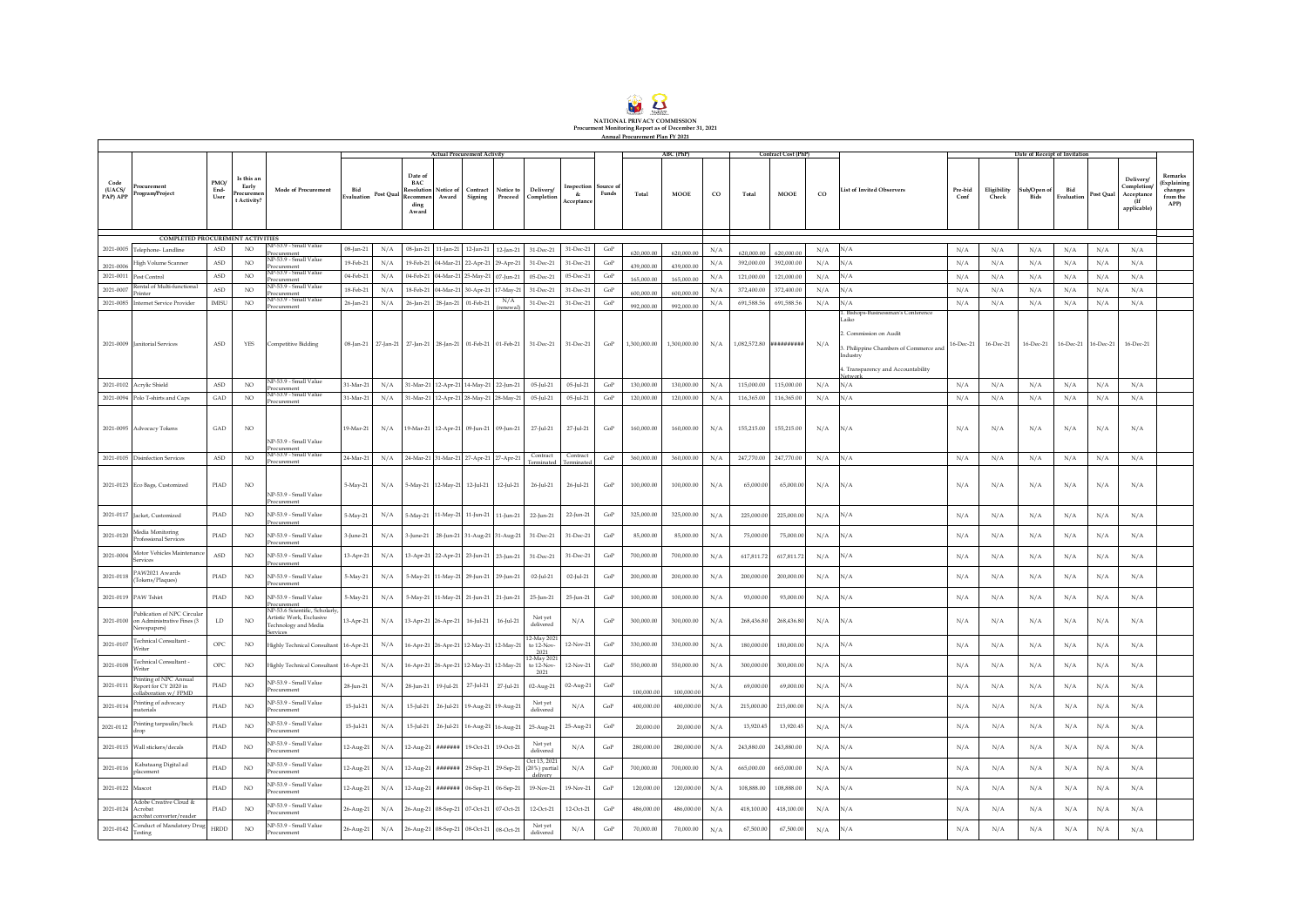**NATIONAL PRIVACY COMMISSION**
**Procurement Monitoring Report as of December 31, 2021**
**Annual Procurement Plan FY 2021**

| Code (UACS/ PAP) APP | Procurement Program/Project | PMO/ End-User | Is this an Early Procurement Activity? | Mode of Procurement | Actual Procurement Activity | | | | | | | | Source of Funds | ABC (PhP) | | | Contract Cost (PhP) | | | List of Invited Observers | Date of Receipt of Invitation | | | | | | Remarks (Explaining changes from the APP) |
|---|---|---|---|---|---|---|---|---|---|---|---|---|---|---|---|---|---|---|---|---|---|---|---|---|---|---|---|
| | | | | | Bid Evaluation | Post Qual | Date of BAC Resolution Recommending Award | Notice of Award | Contract Signing | Notice to Proceed | Delivery/ Completion | Inspection & Acceptance | | Total | MOOE | CO | Total | MOOE | CO | | Pre-bid Conf | Eligibility Check | Sub/Open of Bids | Bid Evaluation | Post Qual | Delivery/ Completion/ Acceptance (If applicable) | |
| **COMPLETED PROCUREMENT ACTIVITIES** | | | | | | | | | | | | | | | | | | | | | | | | | | | |
| 2021-0005 | Telephone- Landline | ASD | NO | NP-53.9 - Small Value Procurement | 08-Jan-21 | N/A | 08-Jan-21 | 11-Jan-21 | 12-Jan-21 | 12-Jan-21 | 31-Dec-21 | 31-Dec-21 | GoP | 620,000.00 | 620,000.00 | N/A | 620,000.00 | 620,000.00 | N/A | N/A | N/A | N/A | N/A | N/A | N/A | N/A | |
| 2021-0006 | High Volume Scanner | ASD | NO | NP-53.9 - Small Value Procurement | 19-Feb-21 | N/A | 19-Feb-21 | 04-Mar-21 | 22-Apr-21 | 29-Apr-21 | 31-Dec-21 | 31-Dec-21 | GoP | 439,000.00 | 439,000.00 | N/A | 392,000.00 | 392,000.00 | N/A | N/A | N/A | N/A | N/A | N/A | N/A | N/A | |
| 2021-0011 | Pest Control | ASD | NO | NP-53.9 - Small Value Procurement | 04-Feb-21 | N/A | 04-Feb-21 | 04-Mar-21 | 25-May-21 | 07-Jun-21 | 05-Dec-21 | 05-Dec-21 | GoP | 165,000.00 | 165,000.00 | N/A | 121,000.00 | 121,000.00 | N/A | N/A | N/A | N/A | N/A | N/A | N/A | N/A | |
| 2021-0007 | Rental of Multi-functional Printer | ASD | NO | NP-53.9 - Small Value Procurement | 18-Feb-21 | N/A | 18-Feb-21 | 04-Mar-21 | 30-Apr-21 | 17-May-21 | 31-Dec-21 | 31-Dec-21 | GoP | 600,000.00 | 600,000.00 | N/A | 372,400.00 | 372,400.00 | N/A | N/A | N/A | N/A | N/A | N/A | N/A | N/A | |
| 2021-0085 | Internet Service Provider | IMISU | NO | NP-53.9 - Small Value Procurement | 26-Jan-21 | N/A | 26-Jan-21 | 28-Jan-21 | 01-Feb-21 | N/A (renewal) | 31-Dec-21 | 31-Dec-21 | GoP | 992,000.00 | 992,000.00 | N/A | 691,588.56 | 691,588.56 | N/A | N/A | N/A | N/A | N/A | N/A | N/A | N/A | |
| 2021-0009 | Janitorial Services | ASD | YES | Competitive Bidding | 08-Jan-21 | 27-Jan-21 | 27-Jan-21 | 28-Jan-21 | 01-Feb-21 | 01-Feb-21 | 31-Dec-21 | 31-Dec-21 | GoP | 1,300,000.00 | 1,300,000.00 | N/A | 1,082,572.80 | ########## | N/A | 1. Bishops-Businessman's Conference Laiko<br>2. Commission on Audit<br>3. Philippine Chambers of Commerce and Industry<br>4. Transparency and Accountability Network | 16-Dec-21 | 16-Dec-21 | 16-Dec-21 | 16-Dec-21 | 16-Dec-21 | 16-Dec-21 | |
| 2021-0102 | Acrylic Shield | ASD | NO | NP-53.9 - Small Value Procurement | 31-Mar-21 | N/A | 31-Mar-21 | 12-Apr-21 | 14-May-21 | 22-Jun-21 | 05-Jul-21 | 05-Jul-21 | GoP | 130,000.00 | 130,000.00 | N/A | 115,000.00 | 115,000.00 | N/A | N/A | N/A | N/A | N/A | N/A | N/A | N/A | |
| 2021-0094 | Polo T-shirts and Caps | GAD | NO | NP-53.9 - Small Value Procurement | 31-Mar-21 | N/A | 31-Mar-21 | 12-Apr-21 | 28-May-21 | 28-May-21 | 05-Jul-21 | 05-Jul-21 | GoP | 120,000.00 | 120,000.00 | N/A | 116,365.00 | 116,365.00 | N/A | N/A | N/A | N/A | N/A | N/A | N/A | N/A | |
| 2021-0095 | Advocacy Tokens | GAD | NO | NP-53.9 - Small Value Procurement | 19-Mar-21 | N/A | 19-Mar-21 | 12-Apr-21 | 09-Jun-21 | 09-Jun-21 | 27-Jul-21 | 27-Jul-21 | GoP | 160,000.00 | 160,000.00 | N/A | 155,215.00 | 155,215.00 | N/A | N/A | N/A | N/A | N/A | N/A | N/A | N/A | |
| 2021-0105 | Disinfection Services | ASD | NO | NP-53.9 - Small Value Procurement | 24-Mar-21 | N/A | 24-Mar-21 | 31-Mar-21 | 27-Apr-21 | 27-Apr-21 | Contract Terminated | Contract Terminated | GoP | 360,000.00 | 360,000.00 | N/A | 247,770.00 | 247,770.00 | N/A | N/A | N/A | N/A | N/A | N/A | N/A | N/A | |
| 2021-0123 | Eco Bags, Customized | PIAD | NO | NP-53.9 - Small Value Procurement | 5-May-21 | N/A | 5-May-21 | 12-May-21 | 12-Jul-21 | 12-Jul-21 | 26-Jul-21 | 26-Jul-21 | GoP | 100,000.00 | 100,000.00 | N/A | 65,000.00 | 65,000.00 | N/A | N/A | N/A | N/A | N/A | N/A | N/A | N/A | |
| 2021-0117 | Jacket, Customized | PIAD | NO | NP-53.9 - Small Value Procurement | 5-May-21 | N/A | 5-May-21 | 11-May-21 | 11-Jun-21 | 11-Jun-21 | 22-Jun-21 | 22-Jun-21 | GoP | 325,000.00 | 325,000.00 | N/A | 225,000.00 | 225,000.00 | N/A | N/A | N/A | N/A | N/A | N/A | N/A | N/A | |
| 2021-0120 | Media Monitoring Professional Services | PIAD | NO | NP-53.9 - Small Value Procurement | 3-June-21 | N/A | 3-June-21 | 28-Jun-21 | 31-Aug-21 | 31-Aug-21 | 31-Dec-21 | 31-Dec-21 | GoP | 85,000.00 | 85,000.00 | N/A | 75,000.00 | 75,000.00 | N/A | N/A | N/A | N/A | N/A | N/A | N/A | N/A | |
| 2021-0004 | Motor Vehicles Maintenance Services | ASD | NO | NP-53.9 - Small Value Procurement | 13-Apr-21 | N/A | 13-Apr-21 | 22-Apr-21 | 23-Jun-21 | 23-Jun-21 | 31-Dec-21 | 31-Dec-21 | GoP | 700,000.00 | 700,000.00 | N/A | 617,811.72 | 617,811.72 | N/A | N/A | N/A | N/A | N/A | N/A | N/A | N/A | |
| 2021-0118 | PAW2021 Awards (Tokens/Plaques) | PIAD | NO | NP-53.9 - Small Value Procurement | 5-May-21 | N/A | 5-May-21 | 11-May-21 | 29-Jun-21 | 29-Jun-21 | 02-Jul-21 | 02-Jul-21 | GoP | 200,000.00 | 200,000.00 | N/A | 200,000.00 | 200,000.00 | N/A | N/A | N/A | N/A | N/A | N/A | N/A | N/A | |
| 2021-0119 | PAW Tshirt | PIAD | NO | NP-53.9 - Small Value Procurement | 5-May-21 | N/A | 5-May-21 | 11-May-21 | 21-Jun-21 | 21-Jun-21 | 25-Jun-21 | 25-Jun-21 | GoP | 100,000.00 | 100,000.00 | N/A | 93,000.00 | 93,000.00 | N/A | N/A | N/A | N/A | N/A | N/A | N/A | N/A | |
| 2021-0100 | Publication of NPC Circular on Administrative Fines (3 Newspapers) | LD | NO | NP-53.6 Scientific, Scholarly, Artistic Work, Exclusive Technology and Media Services | 13-Apr-21 | N/A | 13-Apr-21 | 26-Apr-21 | 16-Jul-21 | 16-Jul-21 | Not yet delivered | N/A | GoP | 300,000.00 | 300,000.00 | N/A | 268,436.80 | 268,436.80 | N/A | N/A | N/A | N/A | N/A | N/A | N/A | N/A | |
| 2021-0107 | Technical Consultant - Writer | OPC | NO | Highly Technical Consultant | 16-Apr-21 | N/A | 16-Apr-21 | 26-Apr-21 | 12-May-21 | 12-May-21 | 12-May 2021 to 12-Nov-2021 | 12-Nov-21 | GoP | 330,000.00 | 330,000.00 | N/A | 180,000.00 | 180,000.00 | N/A | N/A | N/A | N/A | N/A | N/A | N/A | N/A | |
| 2021-0108 | Technical Consultant - Writer | OPC | NO | Highly Technical Consultant | 16-Apr-21 | N/A | 16-Apr-21 | 26-Apr-21 | 12-May-21 | 12-May-21 | 12-May 2021 to 12-Nov-2021 | 12-Nov-21 | GoP | 550,000.00 | 550,000.00 | N/A | 300,000.00 | 300,000.00 | N/A | N/A | N/A | N/A | N/A | N/A | N/A | N/A | |
| 2021-0111 | Printing of NPC Annual Report for CY 2020 in collaboration w/ FPMD | PIAD | NO | NP-53.9 - Small Value Procurement | 28-Jun-21 | N/A | 28-Jun-21 | 19-Jul-21 | 27-Jul-21 | 27-Jul-21 | 02-Aug-21 | 02-Aug-21 | GoP | 100,000.00 | 100,000.00 | N/A | 69,000.00 | 69,000.00 | N/A | N/A | N/A | N/A | N/A | N/A | N/A | N/A | |
| 2021-0114 | Printing of advocacy materials | PIAD | NO | NP-53.9 - Small Value Procurement | 15-Jul-21 | N/A | 15-Jul-21 | 26-Jul-21 | 19-Aug-21 | 19-Aug-21 | Not yet delivered | N/A | GoP | 400,000.00 | 400,000.00 | N/A | 215,000.00 | 215,000.00 | N/A | N/A | N/A | N/A | N/A | N/A | N/A | N/A | |
| 2021-0112 | Printing tarpaulin/back drop | PIAD | NO | NP-53.9 - Small Value Procurement | 15-Jul-21 | N/A | 15-Jul-21 | 26-Jul-21 | 16-Aug-21 | 16-Aug-21 | 25-Aug-21 | 25-Aug-21 | GoP | 20,000.00 | 20,000.00 | N/A | 13,920.45 | 13,920.45 | N/A | N/A | N/A | N/A | N/A | N/A | N/A | N/A | |
| 2021-0115 | Wall stickers/decals | PIAD | NO | NP-53.9 - Small Value Procurement | 12-Aug-21 | N/A | 12-Aug-21 | ####### | 19-Oct-21 | 19-Oct-21 | Not yet delivered | N/A | GoP | 280,000.00 | 280,000.00 | N/A | 243,880.00 | 243,880.00 | N/A | N/A | N/A | N/A | N/A | N/A | N/A | N/A | |
| 2021-0116 | Kabataang Digital ad placement | PIAD | NO | NP-53.9 - Small Value Procurement | 12-Aug-21 | N/A | 12-Aug-21 | ####### | 29-Sep-21 | 29-Sep-21 | Oct 13, 2021 (20%) partial delivery | N/A | GoP | 700,000.00 | 700,000.00 | N/A | 665,000.00 | 665,000.00 | N/A | N/A | N/A | N/A | N/A | N/A | N/A | N/A | |
| 2021-0122 | Mascot | PIAD | NO | NP-53.9 - Small Value Procurement | 12-Aug-21 | N/A | 12-Aug-21 | ####### | 06-Sep-21 | 06-Sep-21 | 19-Nov-21 | 19-Nov-21 | GoP | 120,000.00 | 120,000.00 | N/A | 108,888.00 | 108,888.00 | N/A | N/A | N/A | N/A | N/A | N/A | N/A | N/A | |
| 2021-0124 | Adobe Creative Cloud & Acrobat acrobat converter/reader | PIAD | NO | NP-53.9 - Small Value Procurement | 26-Aug-21 | N/A | 26-Aug-21 | 08-Sep-21 | 07-Oct-21 | 07-Oct-21 | 12-Oct-21 | 12-Oct-21 | GoP | 486,000.00 | 486,000.00 | N/A | 418,100.00 | 418,100.00 | N/A | N/A | N/A | N/A | N/A | N/A | N/A | N/A | |
| 2021-0142 | Conduct of Mandatory Drug Testing | HRDD | NO | NP-53.9 - Small Value Procurement | 26-Aug-21 | N/A | 26-Aug-21 | 08-Sep-21 | 08-Oct-21 | 08-Oct-21 | Not yet delivered | N/A | GoP | 70,000.00 | 70,000.00 | N/A | 67,500.00 | 67,500.00 | N/A | N/A | N/A | N/A | N/A | N/A | N/A | N/A | |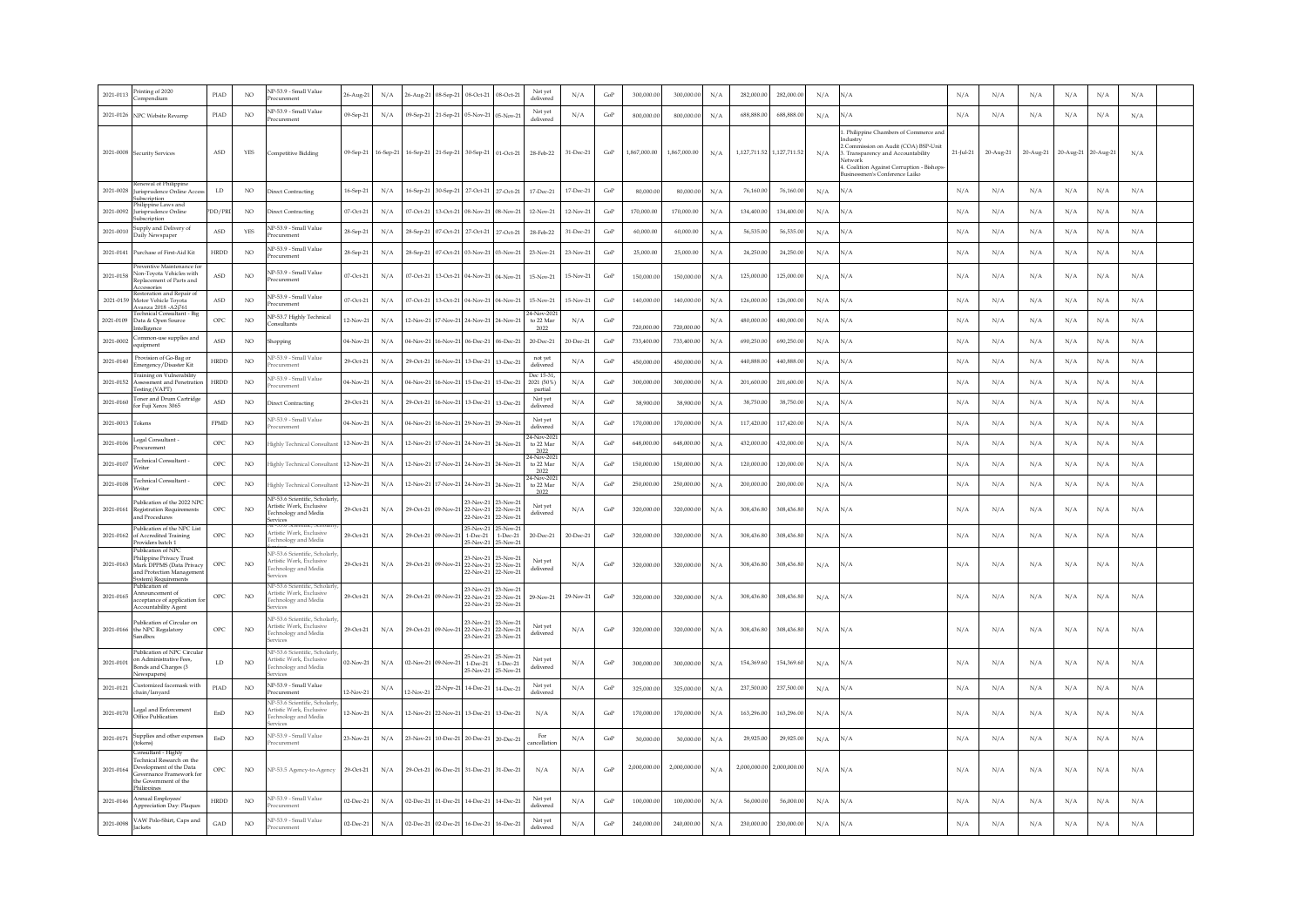| 2021-0113 | Printing of 2020 Compendium | PIAD | NO | NP-53.9 - Small Value Procurement | 26-Aug-21 | N/A | 26-Aug-21 | 08-Sep-21 | 08-Oct-21 | 08-Oct-21 | Not yet delivered | N/A | GoP | 300,000.00 | 300,000.00 | N/A | 282,000.00 | 282,000.00 | N/A | N/A | N/A | N/A | N/A | N/A | N/A | N/A | N/A |
|---|---|---|---|---|---|---|---|---|---|---|---|---|---|---|---|---|---|---|---|---|---|---|---|---|---|---|---|
| 2021-0126 | NPC Website Revamp | PIAD | NO | NP-53.9 - Small Value Procurement | 09-Sep-21 | N/A | 09-Sep-21 | 21-Sep-21 | 05-Nov-21 | 05-Nov-21 | Not yet delivered | N/A | GoP | 800,000.00 | 800,000.00 | N/A | 688,888.00 | 688,888.00 | N/A | N/A | N/A | N/A | N/A | N/A | N/A | N/A | N/A |
| 2021-0008 | Security Services | ASD | YES | Competitive Bidding | 09-Sep-21 | 16-Sep-21 | 16-Sep-21 | 21-Sep-21 | 30-Sep-21 | 01-Oct-21 | 28-Feb-22 | 31-Dec-21 | GoP | 1,867,000.00 | 1,867,000.00 | N/A | 1,127,711.52 | 1,127,711.52 | N/A | 1. Philippine Chambers of Commerce and Industry 2.Commission on Audit (COA) BSP-Unit 3. Transparency and Accountability Network 4. Coalition Against Corruption - Bishops-Businessmen's Conference Laiko | 21-Jul-21 | 20-Aug-21 | 20-Aug-21 | 20-Aug-21 | 20-Aug-21 | N/A |
| 2021-0028 | Renewal of Philippine Jurisprudence Online Access Subscription | LD | NO | Direct Contracting | 16-Sep-21 | N/A | 16-Sep-21 | 30-Sep-21 | 27-Oct-21 | 27-Oct-21 | 17-Dec-21 | 17-Dec-21 | GoP | 80,000.00 | 80,000.00 | N/A | 76,160.00 | 76,160.00 | N/A | N/A | N/A | N/A | N/A | N/A | N/A | N/A | N/A |
| 2021-0092 | Philippine Laws and Jurisprudence Online Subscription | PDD/PRI | NO | Direct Contracting | 07-Oct-21 | N/A | 07-Oct-21 | 13-Oct-21 | 08-Nov-21 | 08-Nov-21 | 12-Nov-21 | 12-Nov-21 | GoP | 170,000.00 | 170,000.00 | N/A | 134,400.00 | 134,400.00 | N/A | N/A | N/A | N/A | N/A | N/A | N/A | N/A | N/A |
| 2021-0010 | Supply and Delivery of Daily Newspaper | ASD | YES | NP-53.9 - Small Value Procurement | 28-Sep-21 | N/A | 28-Sep-21 | 07-Oct-21 | 27-Oct-21 | 27-Oct-21 | 28-Feb-22 | 31-Dec-21 | GoP | 60,000.00 | 60,000.00 | N/A | 56,535.00 | 56,535.00 | N/A | N/A | N/A | N/A | N/A | N/A | N/A | N/A | N/A |
| 2021-0141 | Purchase of First-Aid Kit | HRDD | NO | NP-53.9 - Small Value Procurement | 28-Sep-21 | N/A | 28-Sep-21 | 07-Oct-21 | 03-Nov-21 | 03-Nov-21 | 23-Nov-21 | 23-Nov-21 | GoP | 25,000.00 | 25,000.00 | N/A | 24,250.00 | 24,250.00 | N/A | N/A | N/A | N/A | N/A | N/A | N/A | N/A | N/A |
| 2021-0158 | Preventive Maintenance for Non-Toyota Vehicles with Replacement of Parts and Accessories | ASD | NO | NP-53.9 - Small Value Procurement | 07-Oct-21 | N/A | 07-Oct-21 | 13-Oct-21 | 04-Nov-21 | 04-Nov-21 | 15-Nov-21 | 15-Nov-21 | GoP | 150,000.00 | 150,000.00 | N/A | 125,000.00 | 125,000.00 | N/A | N/A | N/A | N/A | N/A | N/A | N/A | N/A | N/A |
| 2021-0159 | Restoration and Repair of Motor Vehicle Toyota Avanza 2018 -A2J761 | ASD | NO | NP-53.9 - Small Value Procurement | 07-Oct-21 | N/A | 07-Oct-21 | 13-Oct-21 | 04-Nov-21 | 04-Nov-21 | 15-Nov-21 | 15-Nov-21 | GoP | 140,000.00 | 140,000.00 | N/A | 126,000.00 | 126,000.00 | N/A | N/A | N/A | N/A | N/A | N/A | N/A | N/A | N/A |
| 2021-0109 | Technical Consultant - Big Data & Open Source Intelligence | OPC | NO | NP-53.7 Highly Technical Consultants | 12-Nov-21 | N/A | 12-Nov-21 | 17-Nov-21 | 24-Nov-21 | 24-Nov-21 | 24-Nov-2021 to 22 Mar 2022 | N/A | GoP | 720,000.00 | 720,000.00 | N/A | 480,000.00 | 480,000.00 | N/A | N/A | N/A | N/A | N/A | N/A | N/A | N/A | N/A |
| 2021-0002 | Common-use supplies and equipment | ASD | NO | Shopping | 04-Nov-21 | N/A | 04-Nov-21 | 16-Nov-21 | 06-Dec-21 | 06-Dec-21 | 20-Dec-21 | 20-Dec-21 | GoP | 733,400.00 | 733,400.00 | N/A | 690,250.00 | 690,250.00 | N/A | N/A | N/A | N/A | N/A | N/A | N/A | N/A | N/A |
| 2021-0140 | Provision of Go-Bag or Emergency/Disaster Kit | HRDD | NO | NP-53.9 - Small Value Procurement | 29-Oct-21 | N/A | 29-Oct-21 | 16-Nov-21 | 13-Dec-21 | 13-Dec-21 | not yet delivered | N/A | GoP | 450,000.00 | 450,000.00 | N/A | 440,888.00 | 440,888.00 | N/A | N/A | N/A | N/A | N/A | N/A | N/A | N/A | N/A |
| 2021-0152 | Training on Vulnerability Assessment and Penetration Testing (VAPT) | HRDD | NO | NP-53.9 - Small Value Procurement | 04-Nov-21 | N/A | 04-Nov-21 | 16-Nov-21 | 15-Dec-21 | 15-Dec-21 | Dec 15-31, 2021 (50%) partial | N/A | GoP | 300,000.00 | 300,000.00 | N/A | 201,600.00 | 201,600.00 | N/A | N/A | N/A | N/A | N/A | N/A | N/A | N/A | N/A |
| 2021-0160 | Toner and Drum Cartridge for Fuji Xerox 3065 | ASD | NO | Direct Contracting | 29-Oct-21 | N/A | 29-Oct-21 | 16-Nov-21 | 13-Dec-21 | 13-Dec-21 | Not yet delivered | N/A | GoP | 38,900.00 | 38,900.00 | N/A | 38,750.00 | 38,750.00 | N/A | N/A | N/A | N/A | N/A | N/A | N/A | N/A | N/A |
| 2021-0013 | Tokens | FPMD | NO | NP-53.9 - Small Value Procurement | 04-Nov-21 | N/A | 04-Nov-21 | 16-Nov-21 | 29-Nov-21 | 29-Nov-21 | Not yet delivered | N/A | GoP | 170,000.00 | 170,000.00 | N/A | 117,420.00 | 117,420.00 | N/A | N/A | N/A | N/A | N/A | N/A | N/A | N/A | N/A |
| 2021-0106 | Legal Consultant - Procurement | OPC | NO | Highly Technical Consultant | 12-Nov-21 | N/A | 12-Nov-21 | 17-Nov-21 | 24-Nov-21 | 24-Nov-21 | 24-Nov-2021 to 22 Mar 2022 | N/A | GoP | 648,000.00 | 648,000.00 | N/A | 432,000.00 | 432,000.00 | N/A | N/A | N/A | N/A | N/A | N/A | N/A | N/A | N/A |
| 2021-0107 | Technical Consultant - Writer | OPC | NO | Highly Technical Consultant | 12-Nov-21 | N/A | 12-Nov-21 | 17-Nov-21 | 24-Nov-21 | 24-Nov-21 | 24-Nov-2021 to 22 Mar 2022 | N/A | GoP | 150,000.00 | 150,000.00 | N/A | 120,000.00 | 120,000.00 | N/A | N/A | N/A | N/A | N/A | N/A | N/A | N/A | N/A |
| 2021-0108 | Technical Consultant - Writer | OPC | NO | Highly Technical Consultant | 12-Nov-21 | N/A | 12-Nov-21 | 17-Nov-21 | 24-Nov-21 | 24-Nov-21 | 24-Nov-2021 to 22 Mar 2022 | N/A | GoP | 250,000.00 | 250,000.00 | N/A | 200,000.00 | 200,000.00 | N/A | N/A | N/A | N/A | N/A | N/A | N/A | N/A | N/A |
| 2021-0161 | Publication of the 2022 NPC Registration Requirements and Procedures | OPC | NO | NP-53.6 Scientific, Scholarly, Artistic Work, Exclusive Technology and Media Services | 29-Oct-21 | N/A | 29-Oct-21 | 09-Nov-21 | 23-Nov-21 22-Nov-21 22-Nov-21 | 23-Nov-21 22-Nov-21 22-Nov-21 | Not yet delivered | N/A | GoP | 320,000.00 | 320,000.00 | N/A | 308,436.80 | 308,436.80 | N/A | N/A | N/A | N/A | N/A | N/A | N/A | N/A | N/A |
| 2021-0162 | Publication of the NPC List of Accredited Training Providers batch 1 | OPC | NO | NP-53.6 Scientific, Scholarly, Artistic Work, Exclusive Technology and Media Services | 29-Oct-21 | N/A | 29-Oct-21 | 09-Nov-21 | 25-Nov-21 1-Dec-21 25-Nov-21 | 25-Nov-21 1-Dec-21 25-Nov-21 | 20-Dec-21 | 20-Dec-21 | GoP | 320,000.00 | 320,000.00 | N/A | 308,436.80 | 308,436.80 | N/A | N/A | N/A | N/A | N/A | N/A | N/A | N/A | N/A |
| 2021-0163 | Publication of NPC Philippine Privacy Trust Mark DPPMS (Data Privacy and Protection Management System) Requirements | OPC | NO | NP-53.6 Scientific, Scholarly, Artistic Work, Exclusive Technology and Media Services | 29-Oct-21 | N/A | 29-Oct-21 | 09-Nov-21 | 23-Nov-21 22-Nov-21 22-Nov-21 | 23-Nov-21 22-Nov-21 22-Nov-21 | Not yet delivered | N/A | GoP | 320,000.00 | 320,000.00 | N/A | 308,436.80 | 308,436.80 | N/A | N/A | N/A | N/A | N/A | N/A | N/A | N/A | N/A |
| 2021-0165 | Publication of Announcement of acceptance of application for Accountability Agent | OPC | NO | NP-53.6 Scientific, Scholarly, Artistic Work, Exclusive Technology and Media Services | 29-Oct-21 | N/A | 29-Oct-21 | 09-Nov-21 | 23-Nov-21 22-Nov-21 22-Nov-21 | 23-Nov-21 22-Nov-21 22-Nov-21 | 29-Nov-21 | 29-Nov-21 | GoP | 320,000.00 | 320,000.00 | N/A | 308,436.80 | 308,436.80 | N/A | N/A | N/A | N/A | N/A | N/A | N/A | N/A | N/A |
| 2021-0166 | Publication of Circular on the NPC Regulatory Sandbox | OPC | NO | NP-53.6 Scientific, Scholarly, Artistic Work, Exclusive Technology and Media Services | 29-Oct-21 | N/A | 29-Oct-21 | 09-Nov-21 | 23-Nov-21 22-Nov-21 23-Nov-21 | 23-Nov-21 22-Nov-21 23-Nov-21 | Not yet delivered | N/A | GoP | 320,000.00 | 320,000.00 | N/A | 308,436.80 | 308,436.80 | N/A | N/A | N/A | N/A | N/A | N/A | N/A | N/A | N/A |
| 2021-0101 | Publication of NPC Circular on Administrative Fees, Bonds and Charges (3 Newspapers) | LD | NO | NP-53.6 Scientific, Scholarly, Artistic Work, Exclusive Technology and Media Services | 02-Nov-21 | N/A | 02-Nov-21 | 09-Nov-21 | 25-Nov-21 1-Dec-21 25-Nov-21 | 25-Nov-21 1-Dec-21 25-Nov-21 | Not yet delivered | N/A | GoP | 300,000.00 | 300,000.00 | N/A | 154,369.60 | 154,369.60 | N/A | N/A | N/A | N/A | N/A | N/A | N/A | N/A | N/A |
| 2021-0121 | Customized facemask with chain/lanyard | PIAD | NO | NP-53.9 - Small Value Procurement | 12-Nov-21 | N/A | 12-Nov-21 | 22-Nov-21 | 14-Dec-21 | 14-Dec-21 | Not yet delivered | N/A | GoP | 325,000.00 | 325,000.00 | N/A | 237,500.00 | 237,500.00 | N/A | N/A | N/A | N/A | N/A | N/A | N/A | N/A | N/A |
| 2021-0170 | Legal and Enforcement Office Publication | EnD | NO | NP-53.6 Scientific, Scholarly, Artistic Work, Exclusive Technology and Media Services | 12-Nov-21 | N/A | 12-Nov-21 | 22-Nov-21 | 13-Dec-21 | 13-Dec-21 | N/A | N/A | GoP | 170,000.00 | 170,000.00 | N/A | 163,296.00 | 163,296.00 | N/A | N/A | N/A | N/A | N/A | N/A | N/A | N/A | N/A |
| 2021-0171 | Supplies and other expenses (tokens) | EnD | NO | NP-53.9 - Small Value Procurement | 23-Nov-21 | N/A | 23-Nov-21 | 10-Dec-21 | 20-Dec-21 | 20-Dec-21 | For cancellation | N/A | GoP | 30,000.00 | 30,000.00 | N/A | 29,925.00 | 29,925.00 | N/A | N/A | N/A | N/A | N/A | N/A | N/A | N/A | N/A |
| 2021-0164 | Consultant - Highly Technical Research on the Development of the Data Governance Framework for the Government of the Philippines | OPC | NO | NP-53.5 Agency-to-Agency | 29-Oct-21 | N/A | 29-Oct-21 | 06-Dec-21 | 31-Dec-21 | 31-Dec-21 | N/A | N/A | GoP | 2,000,000.00 | 2,000,000.00 | N/A | 2,000,000.00 | 2,000,000.00 | N/A | N/A | N/A | N/A | N/A | N/A | N/A | N/A | N/A |
| 2021-0146 | Annual Employees' Appreciation Day: Plaques | HRDD | NO | NP-53.9 - Small Value Procurement | 02-Dec-21 | N/A | 02-Dec-21 | 11-Dec-21 | 14-Dec-21 | 14-Dec-21 | Not yet delivered | N/A | GoP | 100,000.00 | 100,000.00 | N/A | 56,000.00 | 56,000.00 | N/A | N/A | N/A | N/A | N/A | N/A | N/A | N/A | N/A |
| 2021-0098 | VAW Polo-Shirt, Caps and Jackets | GAD | NO | NP-53.9 - Small Value Procurement | 02-Dec-21 | N/A | 02-Dec-21 | 02-Dec-21 | 16-Dec-21 | 16-Dec-21 | Not yet delivered | N/A | GoP | 240,000.00 | 240,000.00 | N/A | 230,000.00 | 230,000.00 | N/A | N/A | N/A | N/A | N/A | N/A | N/A | N/A | N/A |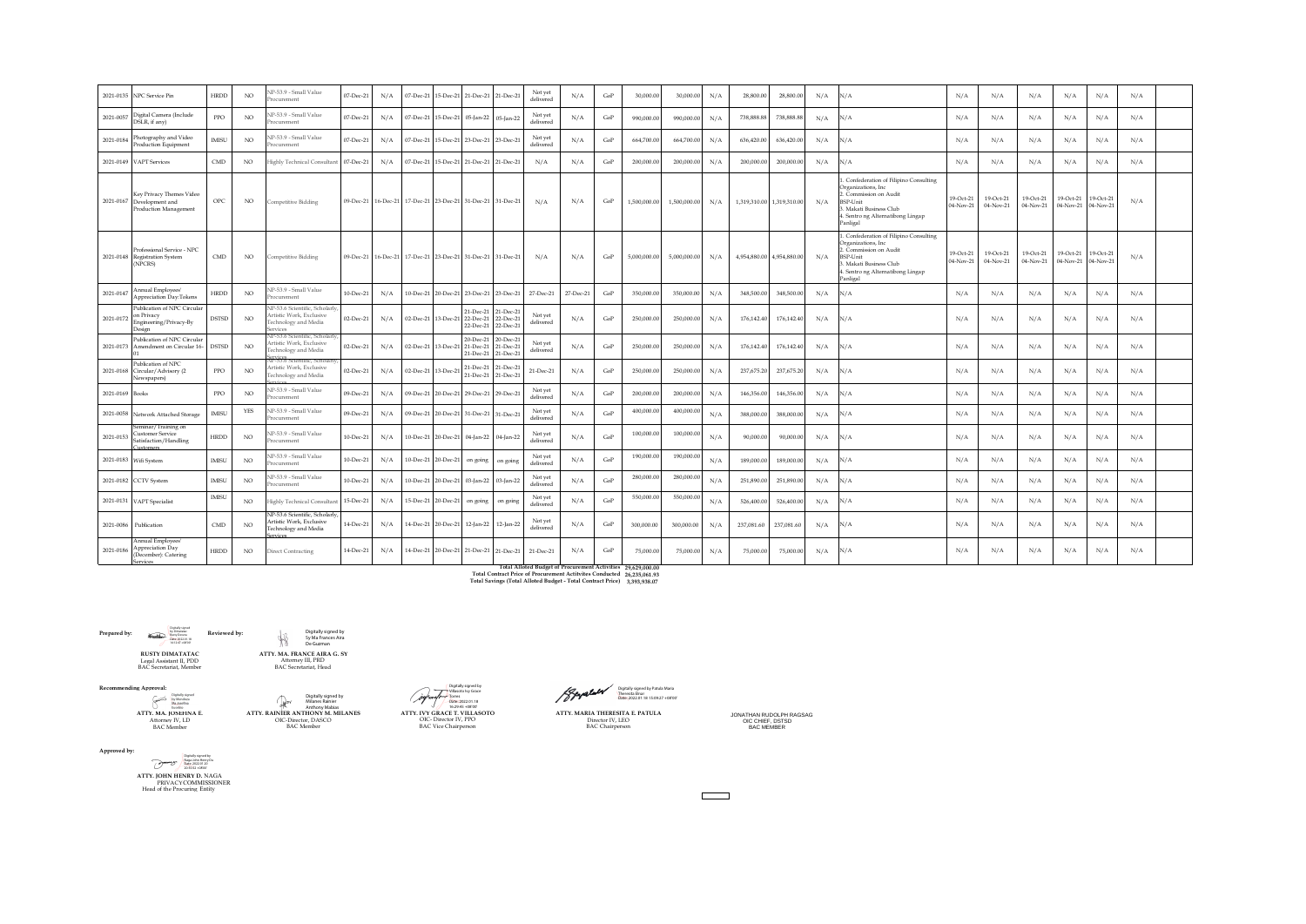| | | | | | | | | | | | | | | | | | | | | | | | | | | | |
|---|---|---|---|---|---|---|---|---|---|---|---|---|---|---|---|---|---|---|---|---|---|---|---|---|---|---|---|
| 2021-0135 | NPC Service Pin | HRDD | NO | NP-53.9 - Small Value Procurement | 07-Dec-21 | N/A | 07-Dec-21 | 15-Dec-21 | 21-Dec-21 | 21-Dec-21 | Not yet delivered | N/A | GoP | 30,000.00 | 30,000.00 | N/A | 28,800.00 | 28,800.00 | N/A | N/A | N/A | N/A | N/A | N/A | N/A | N/A | |
| 2021-0057 | Digital Camera (Include DSLR, if any) | PPO | NO | NP-53.9 - Small Value Procurement | 07-Dec-21 | N/A | 07-Dec-21 | 15-Dec-21 | 05-Jan-22 | 05-Jan-22 | Not yet delivered | N/A | GoP | 990,000.00 | 990,000.00 | N/A | 738,888.88 | 738,888.88 | N/A | N/A | N/A | N/A | N/A | N/A | N/A | N/A | |
| 2021-0184 | Photography and Video Production Equipment | IMISU | NO | NP-53.9 - Small Value Procurement | 07-Dec-21 | N/A | 07-Dec-21 | 15-Dec-21 | 23-Dec-21 | 23-Dec-21 | Not yet delivered | N/A | GoP | 664,700.00 | 664,700.00 | N/A | 636,420.00 | 636,420.00 | N/A | N/A | N/A | N/A | N/A | N/A | N/A | N/A | |
| 2021-0149 | VAPT Services | CMD | NO | Highly Technical Consultant | 07-Dec-21 | N/A | 07-Dec-21 | 15-Dec-21 | 21-Dec-21 | 21-Dec-21 | N/A | N/A | GoP | 200,000.00 | 200,000.00 | N/A | 200,000.00 | 200,000.00 | N/A | N/A | N/A | N/A | N/A | N/A | N/A | N/A | |
| 2021-0167 | Key Privacy Themes Video Development and Production Management | OPC | NO | Competitive Bidding | 09-Dec-21 | 16-Dec-21 | 17-Dec-21 | 23-Dec-21 | 31-Dec-21 | 31-Dec-21 | N/A | N/A | GoP | 1,500,000.00 | 1,500,000.00 | N/A | 1,319,310.00 | 1,319,310.00 | N/A | 1. Confederation of Filipino Consulting Organizations, Inc 2. Commission on Audit 3. BSP-Unit 3. Makati Business Club 4. Sentro ng Alternatibong Lingap Panligal | 19-Oct-21 04-Nov-21 | 19-Oct-21 04-Nov-21 | 19-Oct-21 04-Nov-21 | 19-Oct-21 04-Nov-21 | 19-Oct-21 04-Nov-21 | N/A | |
| 2021-0148 | Professional Service - NPC Registration System (NPCRS) | CMD | NO | Competitive Bidding | 09-Dec-21 | 16-Dec-21 | 17-Dec-21 | 23-Dec-21 | 31-Dec-21 | 31-Dec-21 | N/A | N/A | GoP | 5,000,000.00 | 5,000,000.00 | N/A | 4,954,880.00 | 4,954,880.00 | N/A | 1. Confederation of Filipino Consulting Organizations, Inc 2. Commission on Audit 3. BSP-Unit 3. Makati Business Club 4. Sentro ng Alternatibong Lingap Panligal | 19-Oct-21 04-Nov-21 | 19-Oct-21 04-Nov-21 | 19-Oct-21 04-Nov-21 | 19-Oct-21 04-Nov-21 | 19-Oct-21 04-Nov-21 | N/A | |
| 2021-0147 | Annual Employees' Appreciation Day:Tokens | HRDD | NO | NP-53.9 - Small Value Procurement | 10-Dec-21 | N/A | 10-Dec-21 | 20-Dec-21 | 23-Dec-21 | 23-Dec-21 | 27-Dec-21 | 27-Dec-21 | GoP | 350,000.00 | 350,000.00 | N/A | 348,500.00 | 348,500.00 | N/A | N/A | N/A | N/A | N/A | N/A | N/A | N/A | |
| 2021-0172 | Publication of NPC Circular on Privacy Engineering/Privacy-By Design | DSTSD | NO | NP-53.6 Scientific, Scholarly, Artistic Work, Exclusive Technology and Media Services | 02-Dec-21 | N/A | 02-Dec-21 | 13-Dec-21 | 21-Dec-21 22-Dec-21 22-Dec-21 | 21-Dec-21 22-Dec-21 22-Dec-21 | Not yet delivered | N/A | GoP | 250,000.00 | 250,000.00 | N/A | 176,142.40 | 176,142.40 | N/A | N/A | N/A | N/A | N/A | N/A | N/A | N/A | |
| 2021-0173 | Publication of NPC Circular Amendment on Circular 16-01 | DSTSD | NO | NP-53.6 Scientific, Scholarly, Artistic Work, Exclusive Technology and Media Services | 02-Dec-21 | N/A | 02-Dec-21 | 13-Dec-21 | 20-Dec-21 21-Dec-21 21-Dec-21 | 20-Dec-21 21-Dec-21 21-Dec-21 | Not yet delivered | N/A | GoP | 250,000.00 | 250,000.00 | N/A | 176,142.40 | 176,142.40 | N/A | N/A | N/A | N/A | N/A | N/A | N/A | N/A | |
| 2021-0168 | Publication of NPC Circular/Advisory (2 Newspapers) | PPO | NO | NP-53.6 Scientific, Scholarly, Artistic Work, Exclusive Technology and Media Services | 02-Dec-21 | N/A | 02-Dec-21 | 13-Dec-21 | 21-Dec-21 21-Dec-21 | 21-Dec-21 21-Dec-21 | 21-Dec-21 | N/A | GoP | 250,000.00 | 250,000.00 | N/A | 237,675.20 | 237,675.20 | N/A | N/A | N/A | N/A | N/A | N/A | N/A | N/A | |
| 2021-0169 | Books | PPO | NO | NP-53.9 - Small Value Procurement | 09-Dec-21 | N/A | 09-Dec-21 | 20-Dec-21 | 29-Dec-21 | 29-Dec-21 | Not yet delivered | N/A | GoP | 200,000.00 | 200,000.00 | N/A | 146,356.00 | 146,356.00 | N/A | N/A | N/A | N/A | N/A | N/A | N/A | N/A | |
| 2021-0058 | Network Attached Storage | IMISU | YES | NP-53.9 - Small Value Procurement | 09-Dec-21 | N/A | 09-Dec-21 | 20-Dec-21 | 31-Dec-21 | 31-Dec-21 | Not yet delivered | N/A | GoP | 400,000.00 | 400,000.00 | N/A | 388,000.00 | 388,000.00 | N/A | N/A | N/A | N/A | N/A | N/A | N/A | N/A | |
| 2021-0153 | Seminar/Training on Customer Service Satisfaction/Handling Customers | HRDD | NO | NP-53.9 - Small Value Procurement | 10-Dec-21 | N/A | 10-Dec-21 | 20-Dec-21 | 04-Jan-22 | 04-Jan-22 | Not yet delivered | N/A | GoP | 100,000.00 | 100,000.00 | N/A | 90,000.00 | 90,000.00 | N/A | N/A | N/A | N/A | N/A | N/A | N/A | N/A | |
| 2021-0183 | Wifi System | IMISU | NO | NP-53.9 - Small Value Procurement | 10-Dec-21 | N/A | 10-Dec-21 | 20-Dec-21 | on going | on going | Not yet delivered | N/A | GoP | 190,000.00 | 190,000.00 | N/A | 189,000.00 | 189,000.00 | N/A | N/A | N/A | N/A | N/A | N/A | N/A | N/A | |
| 2021-0182 | CCTV System | IMISU | NO | NP-53.9 - Small Value Procurement | 10-Dec-21 | N/A | 10-Dec-21 | 20-Dec-21 | 03-Jan-22 | 03-Jan-22 | Not yet delivered | N/A | GoP | 280,000.00 | 280,000.00 | N/A | 251,890.00 | 251,890.00 | N/A | N/A | N/A | N/A | N/A | N/A | N/A | N/A | |
| 2021-0131 | VAPT Specialist | IMISU | NO | Highly Technical Consultant | 15-Dec-21 | N/A | 15-Dec-21 | 20-Dec-21 | on going | on going | Not yet delivered | N/A | GoP | 550,000.00 | 550,000.00 | N/A | 526,400.00 | 526,400.00 | N/A | N/A | N/A | N/A | N/A | N/A | N/A | N/A | |
| 2021-0086 | Publication | CMD | NO | NP-53.6 Scientific, Scholarly, Artistic Work, Exclusive Technology and Media Services | 14-Dec-21 | N/A | 14-Dec-21 | 20-Dec-21 | 12-Jan-22 | 12-Jan-22 | Not yet delivered | N/A | GoP | 300,000.00 | 300,000.00 | N/A | 237,081.60 | 237,081.60 | N/A | N/A | N/A | N/A | N/A | N/A | N/A | N/A | |
| 2021-0186 | Annual Employees' Appreciation Day (December): Catering Services | HRDD | NO | Direct Contracting | 14-Dec-21 | N/A | 14-Dec-21 | 20-Dec-21 | 21-Dec-21 | 21-Dec-21 | 21-Dec-21 | N/A | GoP | 75,000.00 | 75,000.00 | N/A | 75,000.00 | 75,000.00 | N/A | N/A | N/A | N/A | N/A | N/A | N/A | N/A | |

**Total Alloted Budget of Procurement Activities** 29,629,000.00
**Total Contract Price of Procurement Activitites Conducted** 26,235,061.93
**Total Savings (Total Alloted Budget - Total Contract Price)** 3,393,938.07

**Prepared by:**

RUSTY DIMATATAC
Legal Assistant II, PDD
BAC Secretariat, Member

**Reviewed by:**

Digitally signed by Sy Ma Frances Aira De Guzman

ATTY. MA. FRANCE AIRA G. SY
Attorney III, PRD
BAC Secretariat, Head

**Recommending Approval:**

ATTY. MA. JOSEFINA E.
Attorney IV, LD
BAC Member

Digitally signed by Milanes Rainier Anthony Mabini

ATTY. RAINIER ANTHONY M. MILANES
OIC-Director, DASCO
BAC Member

Digitally signed by Villasoto Ivy Grace Torres
Date: 2022.01.18

ATTY. IVY GRACE T. VILLASOTO
OIC- Director IV, PPO
BAC Vice Chairperson

Digitally signed by Patula Maria Theresita Ehur
Date: 2022.01.18 15:09:27 +08'00'

ATTY. MARIA THERESITA E. PATULA
Director IV, LEO
BAC Chairperson

JONATHAN RUDOLPH RAGSAG
OIC CHIEF, DSTSD
BAC MEMBER

**Approved by:**

ATTY. JOHN HENRY D. NAGA
PRIVACY COMMISSIONER
Head of the Procuring Entity